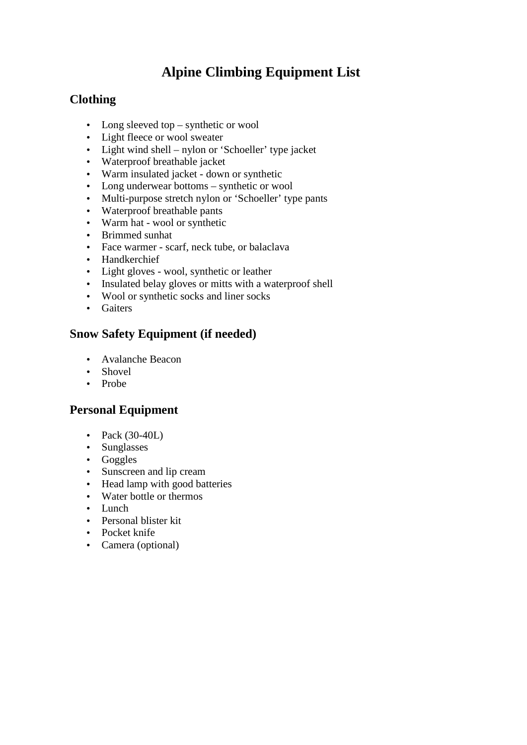# Alpine Climbing Equipment List

## Clothing

- Long sleeved top – synthetic or wool
- Light fleece or wool sweater
- Light wind shell – nylon or 'Schoeller' type jacket
- Waterproof breathable jacket
- Warm insulated jacket - down or synthetic
- Long underwear bottoms – synthetic or wool
- Multi-purpose stretch nylon or 'Schoeller' type pants
- Waterproof breathable pants
- Warm hat - wool or synthetic
- Brimmed sunhat
- Face warmer - scarf, neck tube, or balaclava
- Handkerchief
- Light gloves - wool, synthetic or leather
- Insulated belay gloves or mitts with a waterproof shell
- Wool or synthetic socks and liner socks
- Gaiters

## Snow Safety Equipment (if needed)

- Avalanche Beacon
- Shovel
- Probe

## Personal Equipment

- Pack (30-40L)
- Sunglasses
- Goggles
- Sunscreen and lip cream
- Head lamp with good batteries
- Water bottle or thermos
- Lunch
- Personal blister kit
- Pocket knife
- Camera (optional)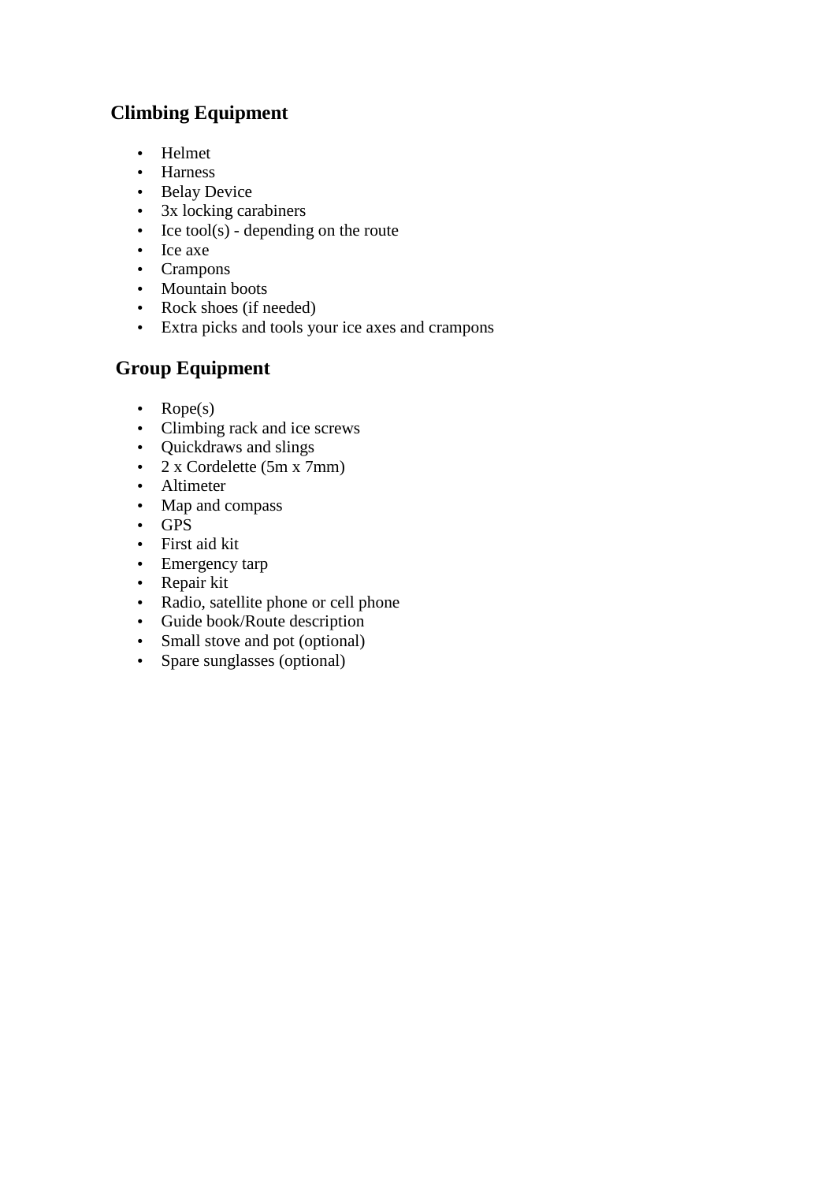## Climbing Equipment

- Helmet
- Harness
- Belay Device
- 3x locking carabiners
- Ice tool(s) - depending on the route
- Ice axe
- Crampons
- Mountain boots
- Rock shoes (if needed)
- Extra picks and tools your ice axes and crampons

## Group Equipment

- Rope(s)
- Climbing rack and ice screws
- Quickdraws and slings
- 2 x Cordelette (5m x 7mm)
- Altimeter
- Map and compass
- GPS
- First aid kit
- Emergency tarp
- Repair kit
- Radio, satellite phone or cell phone
- Guide book/Route description
- Small stove and pot (optional)
- Spare sunglasses (optional)